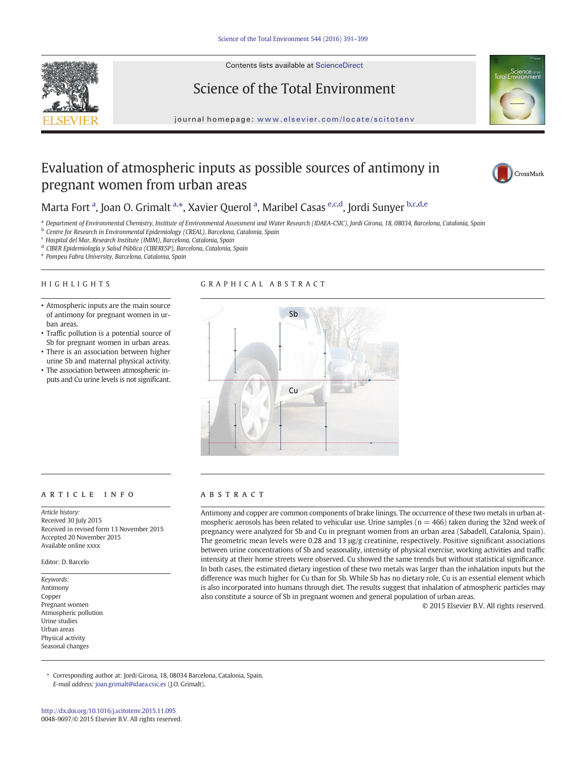# Evaluation of atmospheric inputs as possible sources of antimony in pregnant women from urban areas

Marta Fort [a], Joan O. Grimalt [a,*], Xavier Querol [a], Maribel Casas [e,c,d], Jordi Sunyer [b,c,d,e]

[a] Department of Environmental Chemistry, Institute of Environmental Assessment and Water Research (IDAEA-CSIC), Jordi Girona, 18, 08034, Barcelona, Catalonia, Spain
[b] Centre for Research in Environmental Epidemiology (CREAL), Barcelona, Catalonia, Spain
[c] Hospital del Mar, Research Institute (IMIM), Barcelona, Catalonia, Spain
[d] CIBER Epidemiología y Salud Pública (CIBERESP), Barcelona, Catalonia, Spain
[e] Pompeu Fabra University, Barcelona, Catalonia, Spain

## HIGHLIGHTS

- Atmospheric inputs are the main source of antimony for pregnant women in urban areas.
- Traffic pollution is a potential source of Sb for pregnant women in urban areas.
- There is an association between higher urine Sb and maternal physical activity.
- The association between atmospheric inputs and Cu urine levels is not significant.

## GRAPHICAL ABSTRACT

## ARTICLE INFO

*Article history:*
Received 30 July 2015
Received in revised form 13 November 2015
Accepted 20 November 2015
Available online xxxx

Editor: D. Barcelo

*Keywords:*
Antimony
Copper
Pregnant women
Atmospheric pollution
Urine studies
Urban areas
Physical activity
Seasonal changes

## ABSTRACT

Antimony and copper are common components of brake linings. The occurrence of these two metals in urban atmospheric aerosols has been related to vehicular use. Urine samples (n = 466) taken during the 32nd week of pregnancy were analyzed for Sb and Cu in pregnant women from an urban area (Sabadell, Catalonia, Spain). The geometric mean levels were 0.28 and 13 μg/g creatinine, respectively. Positive significant associations between urine concentrations of Sb and seasonality, intensity of physical exercise, working activities and traffic intensity at their home streets were observed. Cu showed the same trends but without statistical significance. In both cases, the estimated dietary ingestion of these two metals was larger than the inhalation inputs but the difference was much higher for Cu than for Sb. While Sb has no dietary role, Cu is an essential element which is also incorporated into humans through diet. The results suggest that inhalation of atmospheric particles may also constitute a source of Sb in pregnant women and general population of urban areas.

© 2015 Elsevier B.V. All rights reserved.

\* Corresponding author at: Jordi Girona, 18, 08034 Barcelona, Catalonia, Spain.
*E-mail address:* joan.grimalt@idaea.csic.es (J.O. Grimalt).

http://dx.doi.org/10.1016/j.scitotenv.2015.11.095
0048-9697/© 2015 Elsevier B.V. All rights reserved.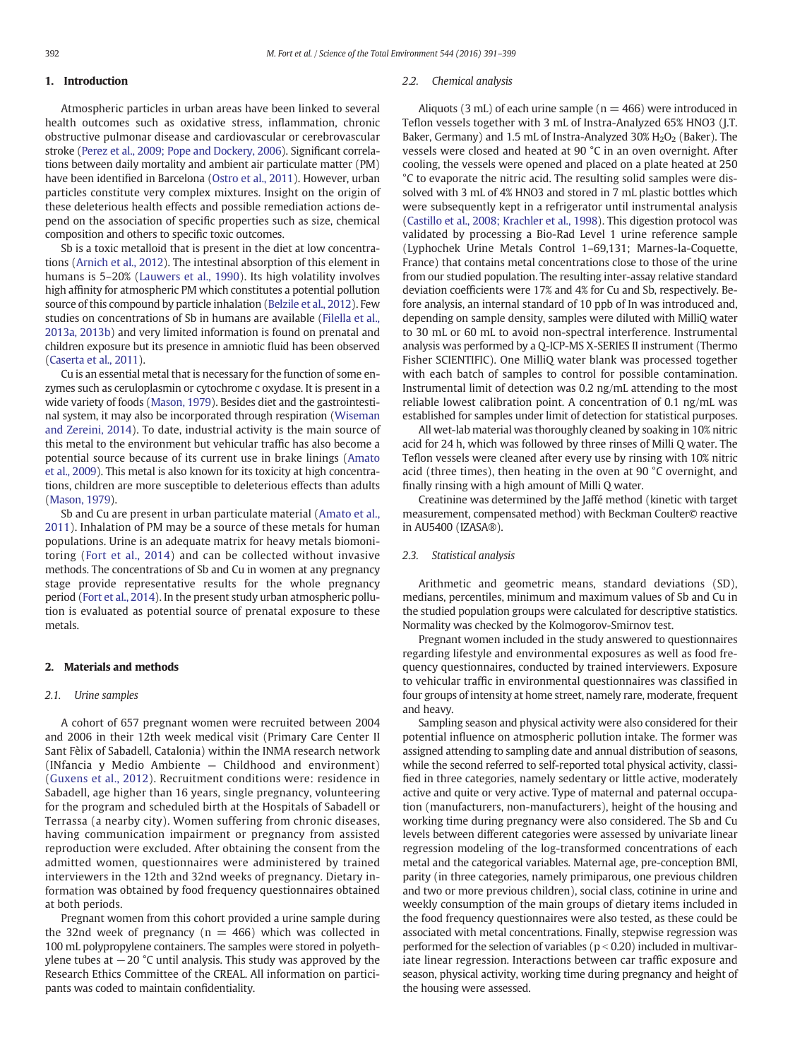## 1. Introduction

Atmospheric particles in urban areas have been linked to several health outcomes such as oxidative stress, inflammation, chronic obstructive pulmonar disease and cardiovascular or cerebrovascular stroke (Perez et al., 2009; Pope and Dockery, 2006). Significant correlations between daily mortality and ambient air particulate matter (PM) have been identified in Barcelona (Ostro et al., 2011). However, urban particles constitute very complex mixtures. Insight on the origin of these deleterious health effects and possible remediation actions depend on the association of specific properties such as size, chemical composition and others to specific toxic outcomes.

Sb is a toxic metalloid that is present in the diet at low concentrations (Arnich et al., 2012). The intestinal absorption of this element in humans is 5–20% (Lauwers et al., 1990). Its high volatility involves high affinity for atmospheric PM which constitutes a potential pollution source of this compound by particle inhalation (Belzile et al., 2012). Few studies on concentrations of Sb in humans are available (Filella et al., 2013a, 2013b) and very limited information is found on prenatal and children exposure but its presence in amniotic fluid has been observed (Caserta et al., 2011).

Cu is an essential metal that is necessary for the function of some enzymes such as ceruloplasmin or cytochrome c oxydase. It is present in a wide variety of foods (Mason, 1979). Besides diet and the gastrointestinal system, it may also be incorporated through respiration (Wiseman and Zereini, 2014). To date, industrial activity is the main source of this metal to the environment but vehicular traffic has also become a potential source because of its current use in brake linings (Amato et al., 2009). This metal is also known for its toxicity at high concentrations, children are more susceptible to deleterious effects than adults (Mason, 1979).

Sb and Cu are present in urban particulate material (Amato et al., 2011). Inhalation of PM may be a source of these metals for human populations. Urine is an adequate matrix for heavy metals biomonitoring (Fort et al., 2014) and can be collected without invasive methods. The concentrations of Sb and Cu in women at any pregnancy stage provide representative results for the whole pregnancy period (Fort et al., 2014). In the present study urban atmospheric pollution is evaluated as potential source of prenatal exposure to these metals.

## 2. Materials and methods

### 2.1. Urine samples

A cohort of 657 pregnant women were recruited between 2004 and 2006 in their 12th week medical visit (Primary Care Center II Sant Fèlix of Sabadell, Catalonia) within the INMA research network (INfancia y Medio Ambiente — Childhood and environment) (Guxens et al., 2012). Recruitment conditions were: residence in Sabadell, age higher than 16 years, single pregnancy, volunteering for the program and scheduled birth at the Hospitals of Sabadell or Terrassa (a nearby city). Women suffering from chronic diseases, having communication impairment or pregnancy from assisted reproduction were excluded. After obtaining the consent from the admitted women, questionnaires were administered by trained interviewers in the 12th and 32nd weeks of pregnancy. Dietary information was obtained by food frequency questionnaires obtained at both periods.

Pregnant women from this cohort provided a urine sample during the 32nd week of pregnancy ($n = 466$) which was collected in 100 mL polypropylene containers. The samples were stored in polyethylene tubes at $-20$ °C until analysis. This study was approved by the Research Ethics Committee of the CREAL. All information on participants was coded to maintain confidentiality.

### 2.2. Chemical analysis

Aliquots (3 mL) of each urine sample ($n = 466$) were introduced in Teflon vessels together with 3 mL of Instra-Analyzed 65% HNO3 (J.T. Baker, Germany) and 1.5 mL of Instra-Analyzed 30% $H_2O_2$ (Baker). The vessels were closed and heated at 90 °C in an oven overnight. After cooling, the vessels were opened and placed on a plate heated at 250 °C to evaporate the nitric acid. The resulting solid samples were dissolved with 3 mL of 4% HNO3 and stored in 7 mL plastic bottles which were subsequently kept in a refrigerator until instrumental analysis (Castillo et al., 2008; Krachler et al., 1998). This digestion protocol was validated by processing a Bio-Rad Level 1 urine reference sample (Lyphochek Urine Metals Control 1–69,131; Marnes-la-Coquette, France) that contains metal concentrations close to those of the urine from our studied population. The resulting inter-assay relative standard deviation coefficients were 17% and 4% for Cu and Sb, respectively. Before analysis, an internal standard of 10 ppb of In was introduced and, depending on sample density, samples were diluted with MilliQ water to 30 mL or 60 mL to avoid non-spectral interference. Instrumental analysis was performed by a Q-ICP-MS X-SERIES II instrument (Thermo Fisher SCIENTIFIC). One MilliQ water blank was processed together with each batch of samples to control for possible contamination. Instrumental limit of detection was 0.2 ng/mL attending to the most reliable lowest calibration point. A concentration of 0.1 ng/mL was established for samples under limit of detection for statistical purposes.

All wet-lab material was thoroughly cleaned by soaking in 10% nitric acid for 24 h, which was followed by three rinses of Milli Q water. The Teflon vessels were cleaned after every use by rinsing with 10% nitric acid (three times), then heating in the oven at 90 °C overnight, and finally rinsing with a high amount of Milli Q water.

Creatinine was determined by the Jaffé method (kinetic with target measurement, compensated method) with Beckman Coulter© reactive in AU5400 (IZASA®).

### 2.3. Statistical analysis

Arithmetic and geometric means, standard deviations (SD), medians, percentiles, minimum and maximum values of Sb and Cu in the studied population groups were calculated for descriptive statistics. Normality was checked by the Kolmogorov-Smirnov test.

Pregnant women included in the study answered to questionnaires regarding lifestyle and environmental exposures as well as food frequency questionnaires, conducted by trained interviewers. Exposure to vehicular traffic in environmental questionnaires was classified in four groups of intensity at home street, namely rare, moderate, frequent and heavy.

Sampling season and physical activity were also considered for their potential influence on atmospheric pollution intake. The former was assigned attending to sampling date and annual distribution of seasons, while the second referred to self-reported total physical activity, classified in three categories, namely sedentary or little active, moderately active and quite or very active. Type of maternal and paternal occupation (manufacturers, non-manufacturers), height of the housing and working time during pregnancy were also considered. The Sb and Cu levels between different categories were assessed by univariate linear regression modeling of the log-transformed concentrations of each metal and the categorical variables. Maternal age, pre-conception BMI, parity (in three categories, namely primiparous, one previous children and two or more previous children), social class, cotinine in urine and weekly consumption of the main groups of dietary items included in the food frequency questionnaires were also tested, as these could be associated with metal concentrations. Finally, stepwise regression was performed for the selection of variables ($p < 0.20$) included in multivariate linear regression. Interactions between car traffic exposure and season, physical activity, working time during pregnancy and height of the housing were assessed.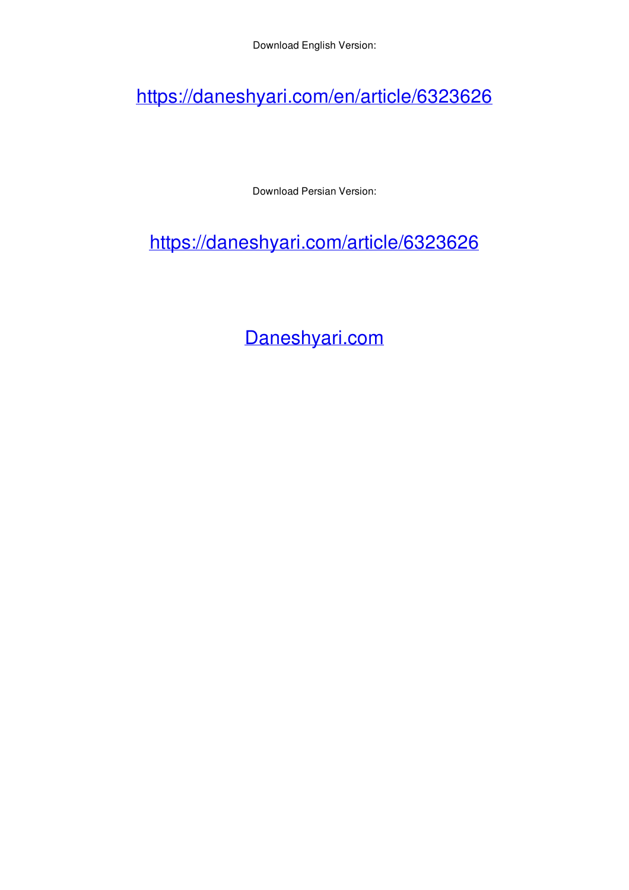Download English Version:

https://daneshyari.com/en/article/6323626

Download Persian Version:

https://daneshyari.com/article/6323626

Daneshyari.com